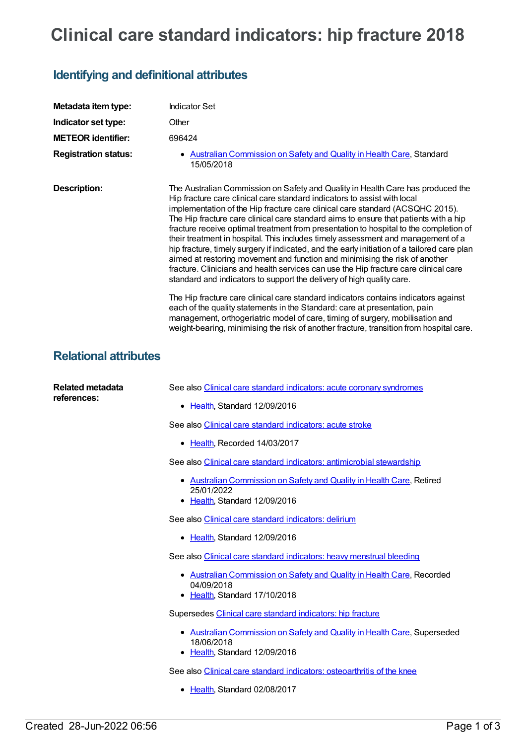# Clinical care standard indicators: hip fracture 2018

## Identifying and definitional attributes

**Metadata item type:** Indicator Set

**Indicator set type:** Other

**METEOR identifier:** 696424

**Registration status:**

- Australian Commission on Safety and Quality in Health Care, Standard 15/05/2018

**Description:**

The Australian Commission on Safety and Quality in Health Care has produced the Hip fracture care clinical care standard indicators to assist with local implementation of the Hip fracture care clinical care standard (ACSQHC 2015). The Hip fracture care clinical care standard aims to ensure that patients with a hip fracture receive optimal treatment from presentation to hospital to the completion of their treatment in hospital. This includes timely assessment and management of a hip fracture, timely surgery if indicated, and the early initiation of a tailored care plan aimed at restoring movement and function and minimising the risk of another fracture. Clinicians and health services can use the Hip fracture care clinical care standard and indicators to support the delivery of high quality care.

The Hip fracture care clinical care standard indicators contains indicators against each of the quality statements in the Standard: care at presentation, pain management, orthogeriatric model of care, timing of surgery, mobilisation and weight-bearing, minimising the risk of another fracture, transition from hospital care.

## Relational attributes

**Related metadata references:**

See also Clinical care standard indicators: acute coronary syndromes

- Health, Standard 12/09/2016

See also Clinical care standard indicators: acute stroke

- Health, Recorded 14/03/2017

See also Clinical care standard indicators: antimicrobial stewardship

- Australian Commission on Safety and Quality in Health Care, Retired 25/01/2022
- Health, Standard 12/09/2016

See also Clinical care standard indicators: delirium

- Health, Standard 12/09/2016

See also Clinical care standard indicators: heavy menstrual bleeding

- Australian Commission on Safety and Quality in Health Care, Recorded 04/09/2018
- Health, Standard 17/10/2018

Supersedes Clinical care standard indicators: hip fracture

- Australian Commission on Safety and Quality in Health Care, Superseded 18/06/2018
- Health, Standard 12/09/2016

See also Clinical care standard indicators: osteoarthritis of the knee

- Health, Standard 02/08/2017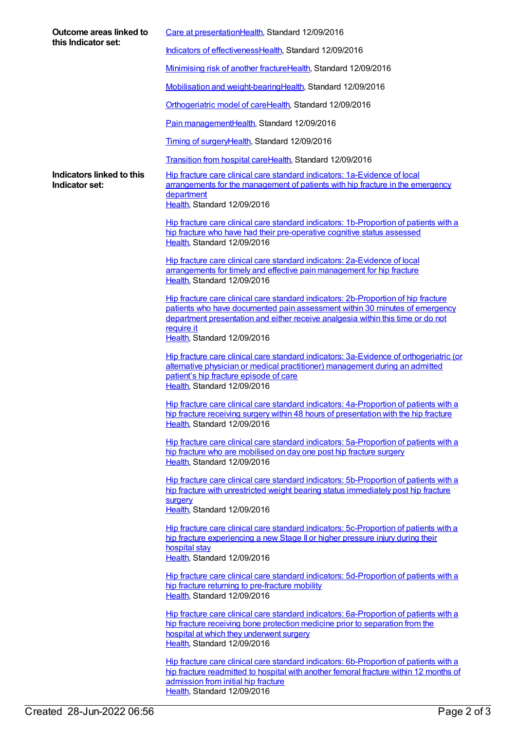**Outcome areas linked to this Indicator set:**

Care at presentationHealth, Standard 12/09/2016

Indicators of effectivenessHealth, Standard 12/09/2016

Minimising risk of another fractureHealth, Standard 12/09/2016

Mobilisation and weight-bearingHealth, Standard 12/09/2016

Orthogeriatric model of careHealth, Standard 12/09/2016

Pain managementHealth, Standard 12/09/2016

Timing of surgeryHealth, Standard 12/09/2016

Transition from hospital careHealth, Standard 12/09/2016

**Indicators linked to this Indicator set:**

Hip fracture care clinical care standard indicators: 1a-Evidence of local arrangements for the management of patients with hip fracture in the emergency department
Health, Standard 12/09/2016

Hip fracture care clinical care standard indicators: 1b-Proportion of patients with a hip fracture who have had their pre-operative cognitive status assessed
Health, Standard 12/09/2016

Hip fracture care clinical care standard indicators: 2a-Evidence of local arrangements for timely and effective pain management for hip fracture
Health, Standard 12/09/2016

Hip fracture care clinical care standard indicators: 2b-Proportion of hip fracture patients who have documented pain assessment within 30 minutes of emergency department presentation and either receive analgesia within this time or do not require it
Health, Standard 12/09/2016

Hip fracture care clinical care standard indicators: 3a-Evidence of orthogeriatric (or alternative physician or medical practitioner) management during an admitted patient's hip fracture episode of care
Health, Standard 12/09/2016

Hip fracture care clinical care standard indicators: 4a-Proportion of patients with a hip fracture receiving surgery within 48 hours of presentation with the hip fracture
Health, Standard 12/09/2016

Hip fracture care clinical care standard indicators: 5a-Proportion of patients with a hip fracture who are mobilised on day one post hip fracture surgery
Health, Standard 12/09/2016

Hip fracture care clinical care standard indicators: 5b-Proportion of patients with a hip fracture with unrestricted weight bearing status immediately post hip fracture surgery
Health, Standard 12/09/2016

Hip fracture care clinical care standard indicators: 5c-Proportion of patients with a hip fracture experiencing a new Stage II or higher pressure injury during their hospital stay
Health, Standard 12/09/2016

Hip fracture care clinical care standard indicators: 5d-Proportion of patients with a hip fracture returning to pre-fracture mobility
Health, Standard 12/09/2016

Hip fracture care clinical care standard indicators: 6a-Proportion of patients with a hip fracture receiving bone protection medicine prior to separation from the hospital at which they underwent surgery
Health, Standard 12/09/2016

Hip fracture care clinical care standard indicators: 6b-Proportion of patients with a hip fracture readmitted to hospital with another femoral fracture within 12 months of admission from initial hip fracture
Health, Standard 12/09/2016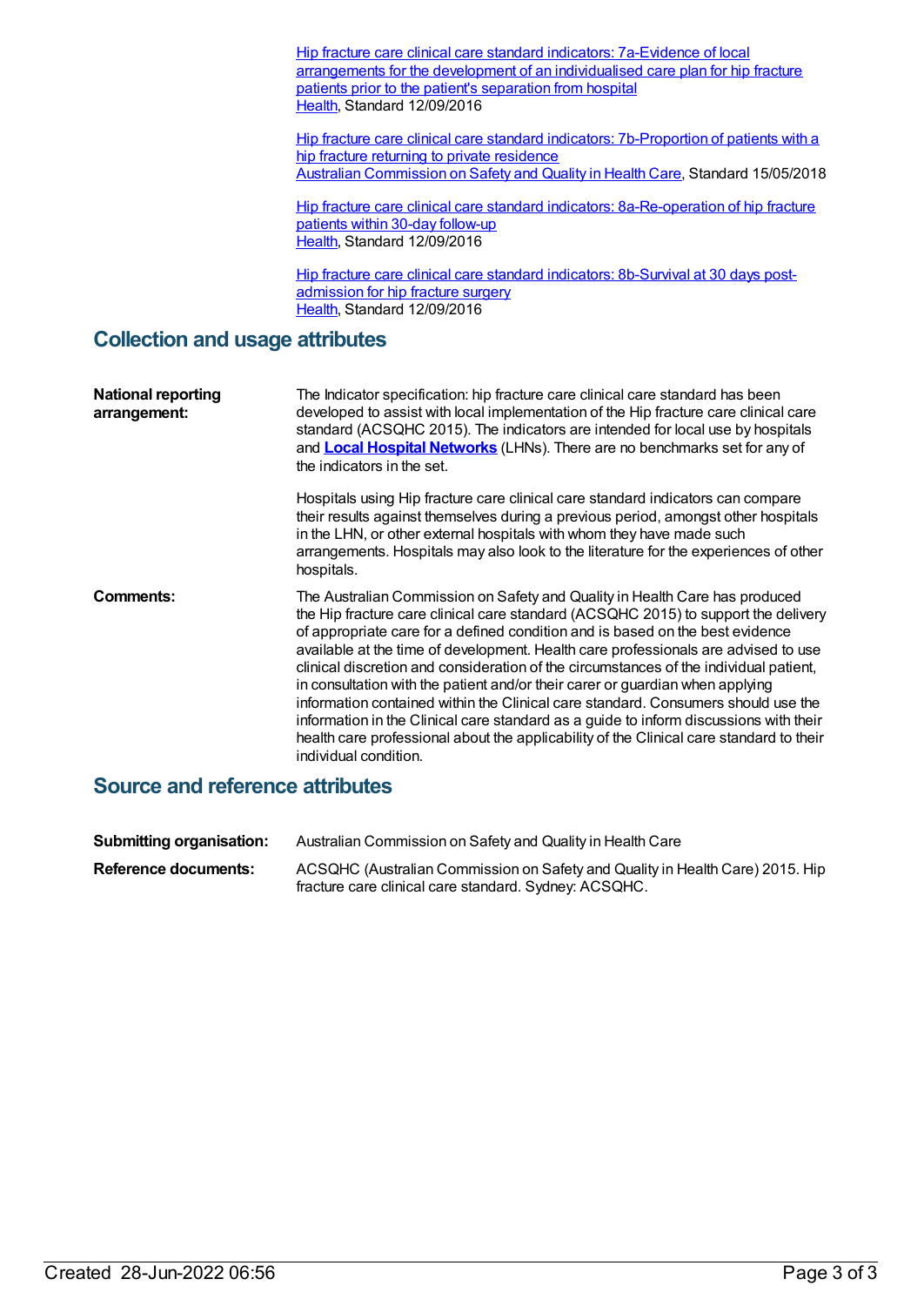Hip fracture care clinical care standard indicators: 7a-Evidence of local arrangements for the development of an individualised care plan for hip fracture patients prior to the patient's separation from hospital
Health, Standard 12/09/2016

Hip fracture care clinical care standard indicators: 7b-Proportion of patients with a hip fracture returning to private residence
Australian Commission on Safety and Quality in Health Care, Standard 15/05/2018

Hip fracture care clinical care standard indicators: 8a-Re-operation of hip fracture patients within 30-day follow-up
Health, Standard 12/09/2016

Hip fracture care clinical care standard indicators: 8b-Survival at 30 days post-admission for hip fracture surgery
Health, Standard 12/09/2016

## Collection and usage attributes

**National reporting arrangement:**

The Indicator specification: hip fracture care clinical care standard has been developed to assist with local implementation of the Hip fracture care clinical care standard (ACSQHC 2015). The indicators are intended for local use by hospitals and **Local Hospital Networks** (LHNs). There are no benchmarks set for any of the indicators in the set.

Hospitals using Hip fracture care clinical care standard indicators can compare their results against themselves during a previous period, amongst other hospitals in the LHN, or other external hospitals with whom they have made such arrangements. Hospitals may also look to the literature for the experiences of other hospitals.

**Comments:**

The Australian Commission on Safety and Quality in Health Care has produced the Hip fracture care clinical care standard (ACSQHC 2015) to support the delivery of appropriate care for a defined condition and is based on the best evidence available at the time of development. Health care professionals are advised to use clinical discretion and consideration of the circumstances of the individual patient, in consultation with the patient and/or their carer or guardian when applying information contained within the Clinical care standard. Consumers should use the information in the Clinical care standard as a guide to inform discussions with their health care professional about the applicability of the Clinical care standard to their individual condition.

## Source and reference attributes

**Submitting organisation:** Australian Commission on Safety and Quality in Health Care

**Reference documents:** ACSQHC (Australian Commission on Safety and Quality in Health Care) 2015. Hip fracture care clinical care standard. Sydney: ACSQHC.